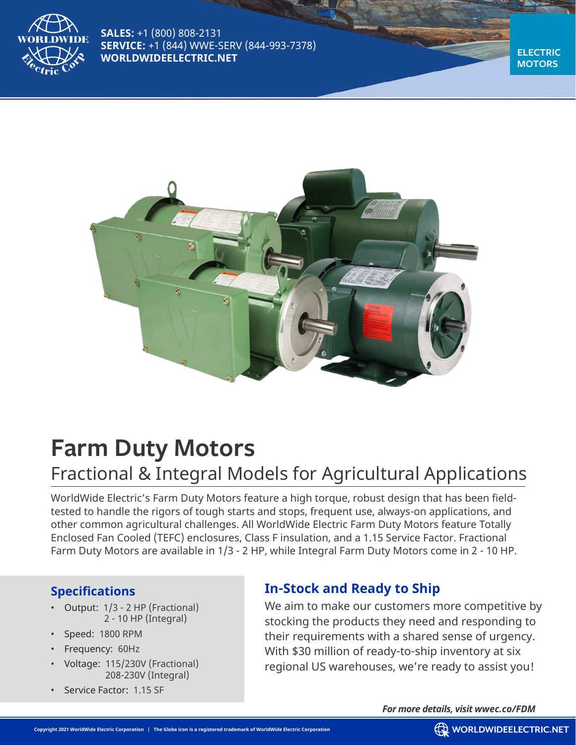**SALES:** +1 (800) 808-2131
**SERVICE:** +1 (844) WWE-SERV (844-993-7378)
**WORLDWIDEELECTRIC.NET**

**ELECTRIC MOTORS**

# Farm Duty Motors

## Fractional & Integral Models for Agricultural Applications

WorldWide Electric's Farm Duty Motors feature a high torque, robust design that has been field-tested to handle the rigors of tough starts and stops, frequent use, always-on applications, and other common agricultural challenges. All WorldWide Electric Farm Duty Motors feature Totally Enclosed Fan Cooled (TEFC) enclosures, Class F insulation, and a 1.15 Service Factor. Fractional Farm Duty Motors are available in 1/3 - 2 HP, while Integral Farm Duty Motors come in 2 - 10 HP.

### Specifications

- Output: 1/3 - 2 HP (Fractional)
  2 - 10 HP (Integral)
- Speed: 1800 RPM
- Frequency: 60Hz
- Voltage: 115/230V (Fractional)
  208-230V (Integral)
- Service Factor: 1.15 SF

### In-Stock and Ready to Ship

We aim to make our customers more competitive by stocking the products they need and responding to their requirements with a shared sense of urgency. With $30 million of ready-to-ship inventory at six regional US warehouses, we're ready to assist you!

***For more details, visit wwec.co/FDM***

Copyright 2021 WorldWide Electric Corporation | The Globe icon is a registered trademark of WorldWide Electric Corporation

WORLDWIDEELECTRIC.NET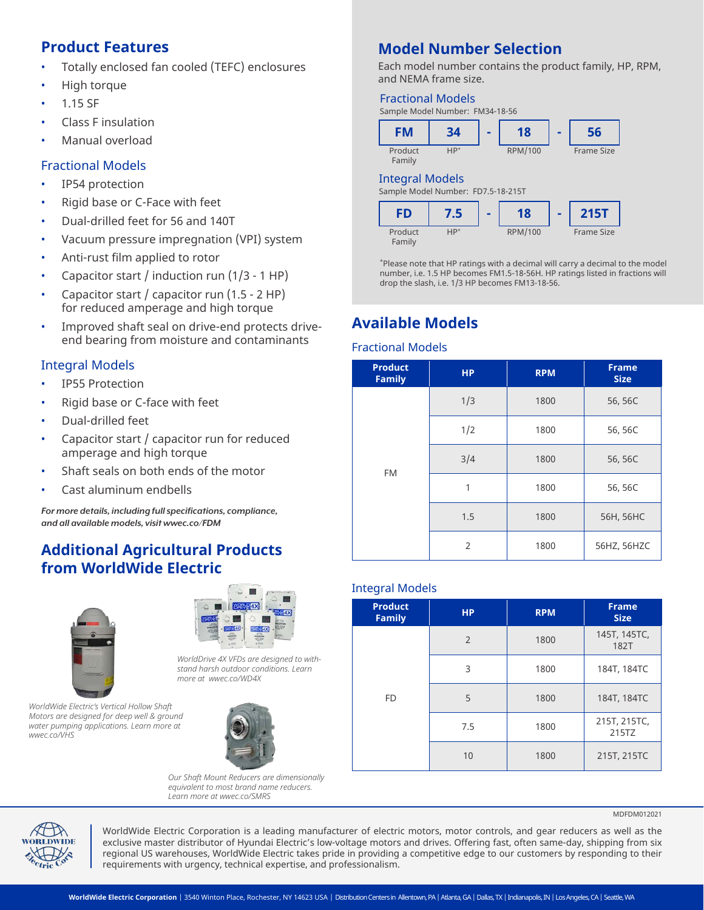## Product Features

- Totally enclosed fan cooled (TEFC) enclosures
- High torque
- 1.15 SF
- Class F insulation
- Manual overload

### Fractional Models

- IP54 protection
- Rigid base or C-Face with feet
- Dual-drilled feet for 56 and 140T
- Vacuum pressure impregnation (VPI) system
- Anti-rust film applied to rotor
- Capacitor start / induction run (1/3 - 1 HP)
- Capacitor start / capacitor run (1.5 - 2 HP) for reduced amperage and high torque
- Improved shaft seal on drive-end protects drive-end bearing from moisture and contaminants

### Integral Models

- IP55 Protection
- Rigid base or C-face with feet
- Dual-drilled feet
- Capacitor start / capacitor run for reduced amperage and high torque
- Shaft seals on both ends of the motor
- Cast aluminum endbells

***For more details, including full specifications, compliance, and all available models, visit wwec.co/FDM***

## Additional Agricultural Products from WorldWide Electric

*WorldDrive 4X VFDs are designed to withstand harsh outdoor conditions. Learn more at wwec.co/WD4X*

*WorldWide Electric's Vertical Hollow Shaft Motors are designed for deep well & ground water pumping applications. Learn more at wwec.co/VHS*

*Our Shaft Mount Reducers are dimensionally equivalent to most brand name reducers. Learn more at wwec.co/SMRS*

## Model Number Selection

Each model number contains the product family, HP, RPM, and NEMA frame size.

### Fractional Models

Sample Model Number: FM34-18-56

| FM | 34 | - | 18 | - | 56 |
|---|---|---|---|---|---|
| Product Family | HP* | | RPM/100 | | Frame Size |

### Integral Models

Sample Model Number: FD7.5-18-215T

| FD | 7.5 | - | 18 | - | 215T |
|---|---|---|---|---|---|
| Product Family | HP* | | RPM/100 | | Frame Size |

*Please note that HP ratings with a decimal will carry a decimal to the model number, i.e. 1.5 HP becomes FM1.5-18-56H. HP ratings listed in fractions will drop the slash, i.e. 1/3 HP becomes FM13-18-56.

## Available Models

### Fractional Models

| Product Family | HP | RPM | Frame Size |
|---|---|---|---|
| FM | 1/3 | 1800 | 56, 56C |
| | 1/2 | 1800 | 56, 56C |
| | 3/4 | 1800 | 56, 56C |
| | 1 | 1800 | 56, 56C |
| | 1.5 | 1800 | 56H, 56HC |
| | 2 | 1800 | 56HZ, 56HZC |

### Integral Models

| Product Family | HP | RPM | Frame Size |
|---|---|---|---|
| FD | 2 | 1800 | 145T, 145TC, 182T |
| | 3 | 1800 | 184T, 184TC |
| | 5 | 1800 | 184T, 184TC |
| | 7.5 | 1800 | 215T, 215TC, 215TZ |
| | 10 | 1800 | 215T, 215TC |

MDFDM012021

WorldWide Electric Corporation is a leading manufacturer of electric motors, motor controls, and gear reducers as well as the exclusive master distributor of Hyundai Electric's low-voltage motors and drives. Offering fast, often same-day, shipping from six regional US warehouses, WorldWide Electric takes pride in providing a competitive edge to our customers by responding to their requirements with urgency, technical expertise, and professionalism.

**WorldWide Electric Corporation** | 3540 Winton Place, Rochester, NY 14623 USA | Distribution Centers in Allentown, PA | Atlanta, GA | Dallas, TX | Indianapolis, IN | Los Angeles, CA | Seattle, WA